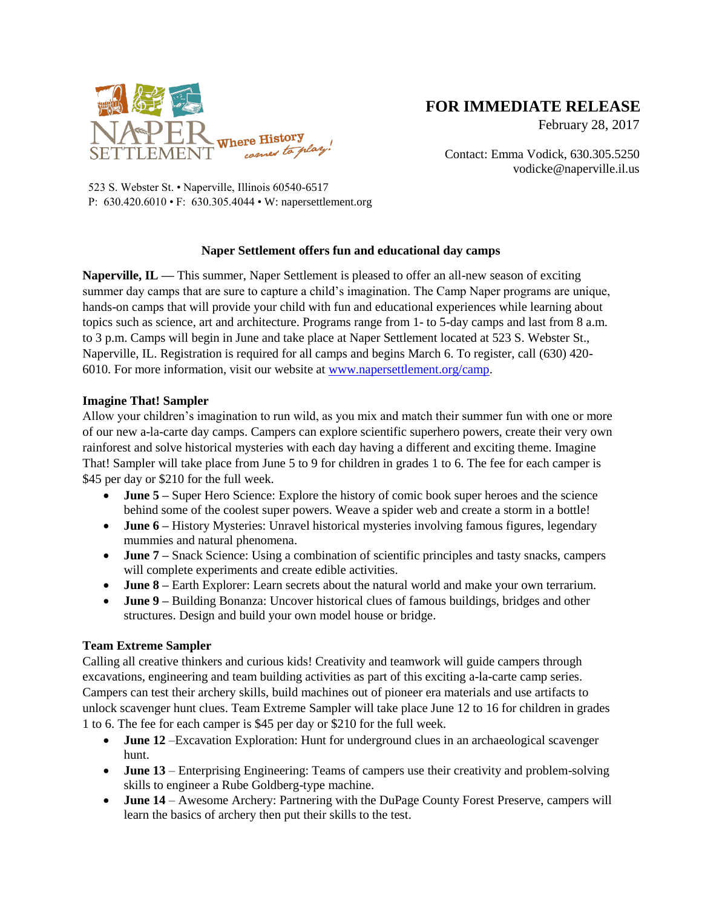NAPER SETTLEMENT Where History comes to play!

523 S. Webster St. • Naperville, Illinois 60540-6517
P: 630.420.6010 • F: 630.305.4044 • W: napersettlement.org

**FOR IMMEDIATE RELEASE**
February 28, 2017

Contact: Emma Vodick, 630.305.5250
vodicke@naperville.il.us

## Naper Settlement offers fun and educational day camps

**Naperville, IL —** This summer, Naper Settlement is pleased to offer an all-new season of exciting summer day camps that are sure to capture a child's imagination. The Camp Naper programs are unique, hands-on camps that will provide your child with fun and educational experiences while learning about topics such as science, art and architecture. Programs range from 1- to 5-day camps and last from 8 a.m. to 3 p.m. Camps will begin in June and take place at Naper Settlement located at 523 S. Webster St., Naperville, IL. Registration is required for all camps and begins March 6. To register, call (630) 420-6010. For more information, visit our website at www.napersettlement.org/camp.

### Imagine That! Sampler

Allow your children's imagination to run wild, as you mix and match their summer fun with one or more of our new a-la-carte day camps. Campers can explore scientific superhero powers, create their very own rainforest and solve historical mysteries with each day having a different and exciting theme. Imagine That! Sampler will take place from June 5 to 9 for children in grades 1 to 6. The fee for each camper is $45 per day or $210 for the full week.

- **June 5 –** Super Hero Science: Explore the history of comic book super heroes and the science behind some of the coolest super powers. Weave a spider web and create a storm in a bottle!
- **June 6 –** History Mysteries: Unravel historical mysteries involving famous figures, legendary mummies and natural phenomena.
- **June 7 –** Snack Science: Using a combination of scientific principles and tasty snacks, campers will complete experiments and create edible activities.
- **June 8 –** Earth Explorer: Learn secrets about the natural world and make your own terrarium.
- **June 9 –** Building Bonanza: Uncover historical clues of famous buildings, bridges and other structures. Design and build your own model house or bridge.

### Team Extreme Sampler

Calling all creative thinkers and curious kids! Creativity and teamwork will guide campers through excavations, engineering and team building activities as part of this exciting a-la-carte camp series. Campers can test their archery skills, build machines out of pioneer era materials and use artifacts to unlock scavenger hunt clues. Team Extreme Sampler will take place June 12 to 16 for children in grades 1 to 6. The fee for each camper is $45 per day or $210 for the full week.

- **June 12** –Excavation Exploration: Hunt for underground clues in an archaeological scavenger hunt.
- **June 13** – Enterprising Engineering: Teams of campers use their creativity and problem-solving skills to engineer a Rube Goldberg-type machine.
- **June 14** – Awesome Archery: Partnering with the DuPage County Forest Preserve, campers will learn the basics of archery then put their skills to the test.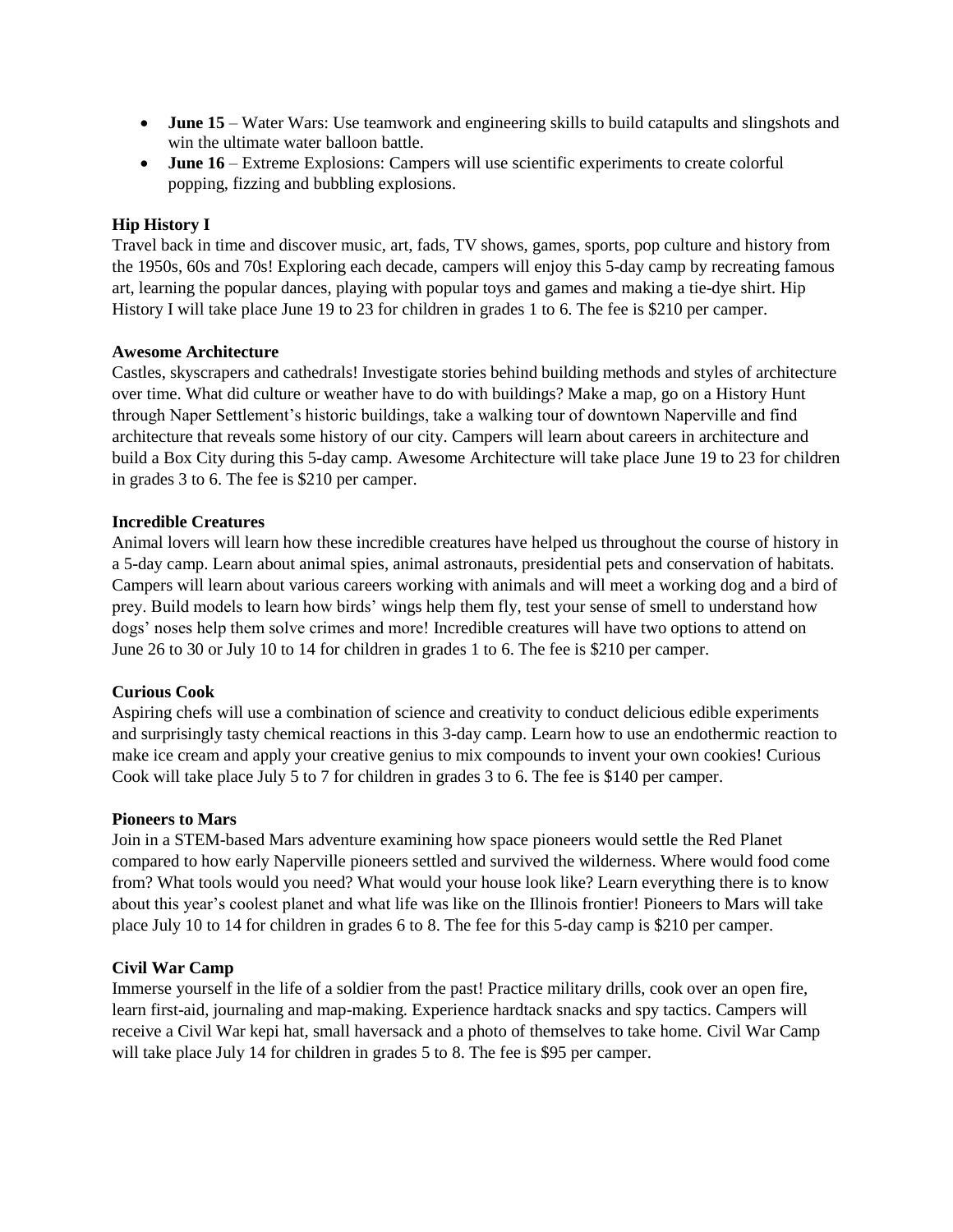- **June 15** – Water Wars: Use teamwork and engineering skills to build catapults and slingshots and win the ultimate water balloon battle.
- **June 16** – Extreme Explosions: Campers will use scientific experiments to create colorful popping, fizzing and bubbling explosions.

**Hip History I**

Travel back in time and discover music, art, fads, TV shows, games, sports, pop culture and history from the 1950s, 60s and 70s! Exploring each decade, campers will enjoy this 5-day camp by recreating famous art, learning the popular dances, playing with popular toys and games and making a tie-dye shirt. Hip History I will take place June 19 to 23 for children in grades 1 to 6. The fee is $210 per camper.

**Awesome Architecture**

Castles, skyscrapers and cathedrals! Investigate stories behind building methods and styles of architecture over time. What did culture or weather have to do with buildings? Make a map, go on a History Hunt through Naper Settlement's historic buildings, take a walking tour of downtown Naperville and find architecture that reveals some history of our city. Campers will learn about careers in architecture and build a Box City during this 5-day camp. Awesome Architecture will take place June 19 to 23 for children in grades 3 to 6. The fee is $210 per camper.

**Incredible Creatures**

Animal lovers will learn how these incredible creatures have helped us throughout the course of history in a 5-day camp. Learn about animal spies, animal astronauts, presidential pets and conservation of habitats. Campers will learn about various careers working with animals and will meet a working dog and a bird of prey. Build models to learn how birds' wings help them fly, test your sense of smell to understand how dogs' noses help them solve crimes and more! Incredible creatures will have two options to attend on June 26 to 30 or July 10 to 14 for children in grades 1 to 6. The fee is $210 per camper.

**Curious Cook**

Aspiring chefs will use a combination of science and creativity to conduct delicious edible experiments and surprisingly tasty chemical reactions in this 3-day camp. Learn how to use an endothermic reaction to make ice cream and apply your creative genius to mix compounds to invent your own cookies! Curious Cook will take place July 5 to 7 for children in grades 3 to 6. The fee is $140 per camper.

**Pioneers to Mars**

Join in a STEM-based Mars adventure examining how space pioneers would settle the Red Planet compared to how early Naperville pioneers settled and survived the wilderness. Where would food come from? What tools would you need? What would your house look like? Learn everything there is to know about this year's coolest planet and what life was like on the Illinois frontier! Pioneers to Mars will take place July 10 to 14 for children in grades 6 to 8. The fee for this 5-day camp is $210 per camper.

**Civil War Camp**

Immerse yourself in the life of a soldier from the past! Practice military drills, cook over an open fire, learn first-aid, journaling and map-making. Experience hardtack snacks and spy tactics. Campers will receive a Civil War kepi hat, small haversack and a photo of themselves to take home. Civil War Camp will take place July 14 for children in grades 5 to 8. The fee is $95 per camper.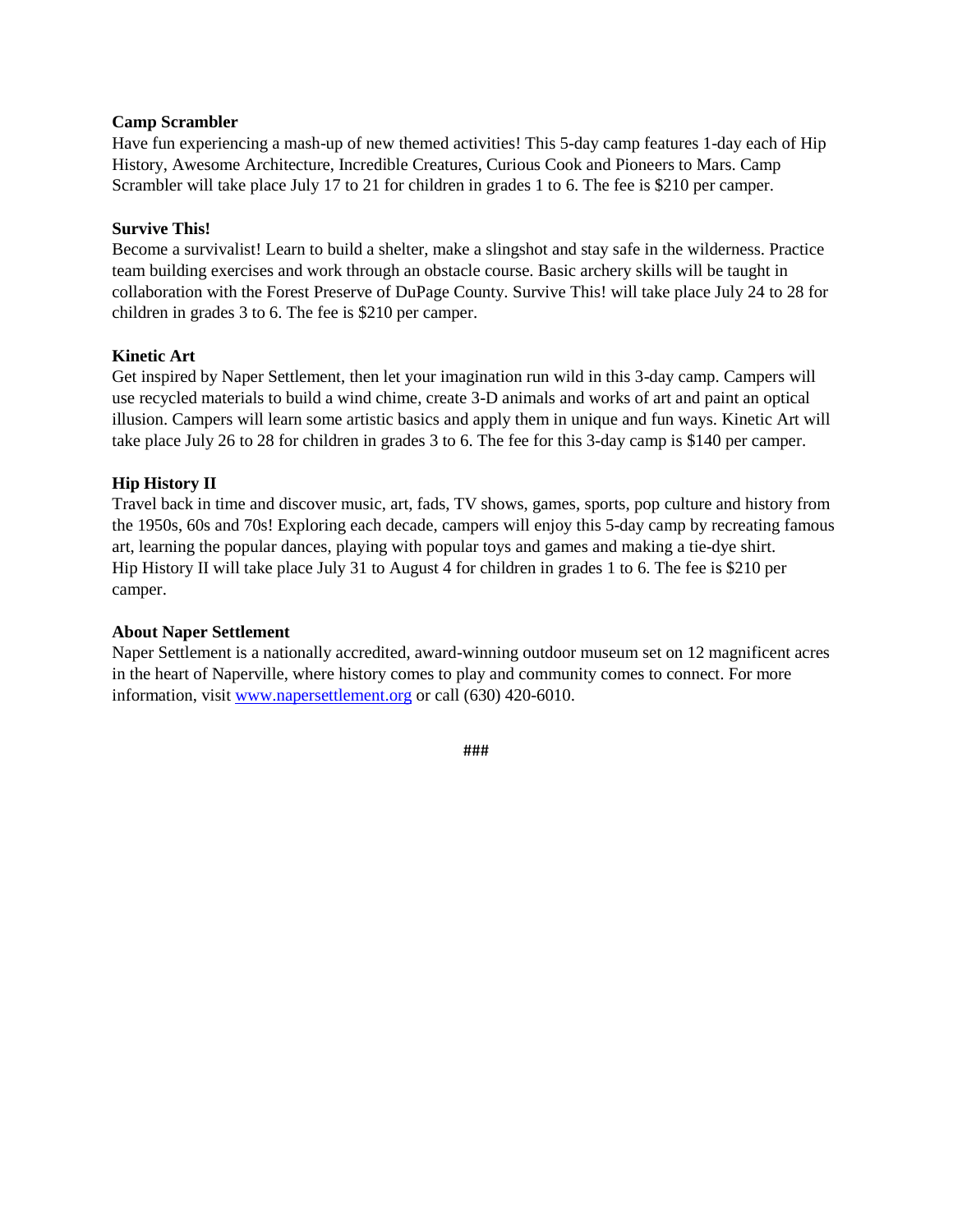**Camp Scrambler**

Have fun experiencing a mash-up of new themed activities! This 5-day camp features 1-day each of Hip History, Awesome Architecture, Incredible Creatures, Curious Cook and Pioneers to Mars. Camp Scrambler will take place July 17 to 21 for children in grades 1 to 6. The fee is $210 per camper.

**Survive This!**

Become a survivalist! Learn to build a shelter, make a slingshot and stay safe in the wilderness. Practice team building exercises and work through an obstacle course. Basic archery skills will be taught in collaboration with the Forest Preserve of DuPage County. Survive This! will take place July 24 to 28 for children in grades 3 to 6. The fee is $210 per camper.

**Kinetic Art**

Get inspired by Naper Settlement, then let your imagination run wild in this 3-day camp. Campers will use recycled materials to build a wind chime, create 3-D animals and works of art and paint an optical illusion. Campers will learn some artistic basics and apply them in unique and fun ways. Kinetic Art will take place July 26 to 28 for children in grades 3 to 6. The fee for this 3-day camp is $140 per camper.

**Hip History II**

Travel back in time and discover music, art, fads, TV shows, games, sports, pop culture and history from the 1950s, 60s and 70s! Exploring each decade, campers will enjoy this 5-day camp by recreating famous art, learning the popular dances, playing with popular toys and games and making a tie-dye shirt.
Hip History II will take place July 31 to August 4 for children in grades 1 to 6. The fee is $210 per camper.

**About Naper Settlement**

Naper Settlement is a nationally accredited, award-winning outdoor museum set on 12 magnificent acres in the heart of Naperville, where history comes to play and community comes to connect. For more information, visit [www.napersettlement.org](http://www.napersettlement.org) or call (630) 420-6010.

###